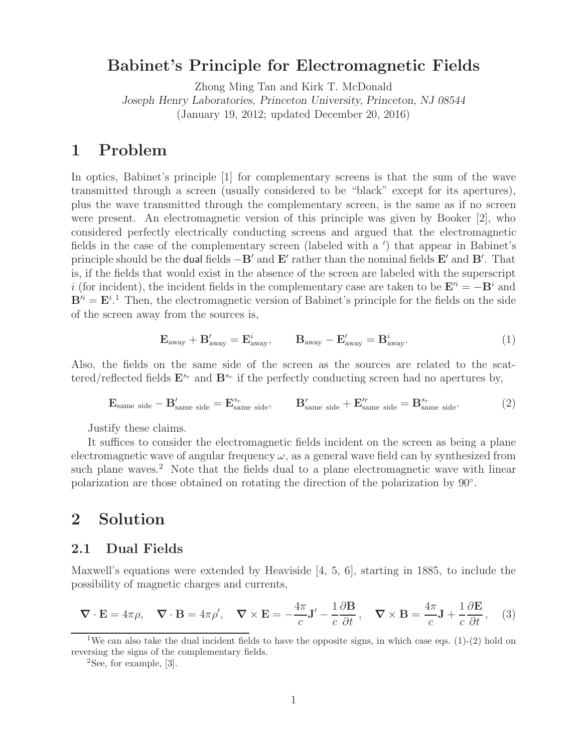# Babinet's Principle for Electromagnetic Fields

Zhong Ming Tan and Kirk T. McDonald

*Joseph Henry Laboratories, Princeton University, Princeton, NJ 08544*

(January 19, 2012; updated December 20, 2016)

## 1 Problem

In optics, Babinet's principle [1] for complementary screens is that the sum of the wave transmitted through a screen (usually considered to be "black" except for its apertures), plus the wave transmitted through the complementary screen, is the same as if no screen were present. An electromagnetic version of this principle was given by Booker [2], who considered perfectly electrically conducting screens and argued that the electromagnetic fields in the case of the complementary screen (labeled with a $'$) that appear in Babinet's principle should be the dual fields $-\mathbf{B}'$ and $\mathbf{E}'$ rather than the nominal fields $\mathbf{E}'$ and $\mathbf{B}'$. That is, if the fields that would exist in the absence of the screen are labeled with the superscript $i$ (for incident), the incident fields in the complementary case are taken to be $\mathbf{E}'^{i} = -\mathbf{B}^{i}$ and $\mathbf{B}'^{i} = \mathbf{E}^{i}$.[1] Then, the electromagnetic version of Babinet's principle for the fields on the side of the screen away from the sources is,

$$\mathbf{E}_{\text{away}} + \mathbf{B}'_{\text{away}} = \mathbf{E}^{i}_{\text{away}}, \qquad \mathbf{B}_{\text{away}} - \mathbf{E}'_{\text{away}} = \mathbf{B}^{i}_{\text{away}}. \tag{1}$$

Also, the fields on the same side of the screen as the sources are related to the scattered/reflected fields $\mathbf{E}^{s_r}$ and $\mathbf{B}^{s_r}$ if the perfectly conducting screen had no apertures by,

$$\mathbf{E}_{\text{same side}} - \mathbf{B}'_{\text{same side}} = \mathbf{E}^{s_r}_{\text{same side}}, \qquad \mathbf{B}^{r}_{\text{same side}} + \mathbf{E}'^{r}_{\text{same side}} = \mathbf{B}^{s_r}_{\text{same side}}. \tag{2}$$

Justify these claims.

It suffices to consider the electromagnetic fields incident on the screen as being a plane electromagnetic wave of angular frequency $\omega$, as a general wave field can by synthesized from such plane waves.[2] Note that the fields dual to a plane electromagnetic wave with linear polarization are those obtained on rotating the direction of the polarization by 90°.

## 2 Solution

### 2.1 Dual Fields

Maxwell's equations were extended by Heaviside [4, 5, 6], starting in 1885, to include the possibility of magnetic charges and currents,

$$\nabla \cdot \mathbf{E} = 4\pi\rho, \quad \nabla \cdot \mathbf{B} = 4\pi\rho', \quad \nabla \times \mathbf{E} = -\frac{4\pi}{c}\mathbf{J}' - \frac{1}{c}\frac{\partial \mathbf{B}}{\partial t}, \quad \nabla \times \mathbf{B} = \frac{4\pi}{c}\mathbf{J} + \frac{1}{c}\frac{\partial \mathbf{E}}{\partial t}, \tag{3}$$

---

[1] We can also take the dual incident fields to have the opposite signs, in which case eqs. (1)-(2) hold on reversing the signs of the complementary fields.

[2] See, for example, [3].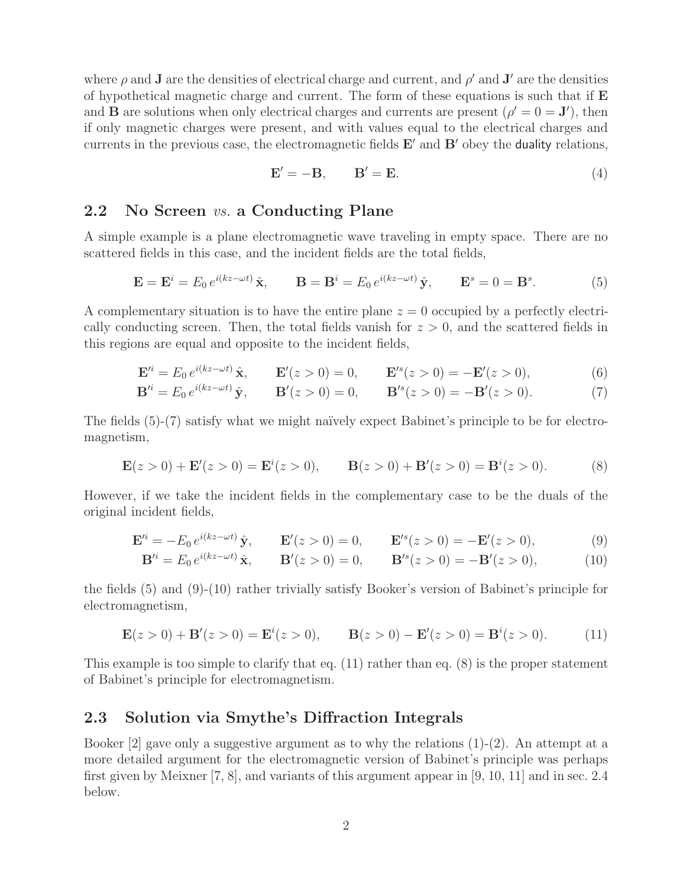where $\rho$ and $\mathbf{J}$ are the densities of electrical charge and current, and $\rho'$ and $\mathbf{J}'$ are the densities of hypothetical magnetic charge and current. The form of these equations is such that if $\mathbf{E}$ and $\mathbf{B}$ are solutions when only electrical charges and currents are present ($\rho' = 0 = \mathbf{J}'$), then if only magnetic charges were present, and with values equal to the electrical charges and currents in the previous case, the electromagnetic fields $\mathbf{E}'$ and $\mathbf{B}'$ obey the duality relations,

$$\mathbf{E}' = -\mathbf{B}, \qquad \mathbf{B}' = \mathbf{E}. \tag{4}$$

## 2.2 No Screen *vs.* a Conducting Plane

A simple example is a plane electromagnetic wave traveling in empty space. There are no scattered fields in this case, and the incident fields are the total fields,

$$\mathbf{E} = \mathbf{E}^i = E_0\, e^{i(kz-\omega t)}\, \hat{\mathbf{x}}, \qquad \mathbf{B} = \mathbf{B}^i = E_0\, e^{i(kz-\omega t)}\, \hat{\mathbf{y}}, \qquad \mathbf{E}^s = 0 = \mathbf{B}^s. \tag{5}$$

A complementary situation is to have the entire plane $z = 0$ occupied by a perfectly electrically conducting screen. Then, the total fields vanish for $z > 0$, and the scattered fields in this regions are equal and opposite to the incident fields,

$$\mathbf{E}'^i = E_0\, e^{i(kz-\omega t)}\, \hat{\mathbf{x}}, \qquad \mathbf{E}'(z > 0) = 0, \qquad \mathbf{E}'^s(z > 0) = -\mathbf{E}'(z > 0), \tag{6}$$

$$\mathbf{B}'^i = E_0\, e^{i(kz-\omega t)}\, \hat{\mathbf{y}}, \qquad \mathbf{B}'(z > 0) = 0, \qquad \mathbf{B}'^s(z > 0) = -\mathbf{B}'(z > 0). \tag{7}$$

The fields (5)-(7) satisfy what we might naïvely expect Babinet's principle to be for electromagnetism,

$$\mathbf{E}(z > 0) + \mathbf{E}'(z > 0) = \mathbf{E}^i(z > 0), \qquad \mathbf{B}(z > 0) + \mathbf{B}'(z > 0) = \mathbf{B}^i(z > 0). \tag{8}$$

However, if we take the incident fields in the complementary case to be the duals of the original incident fields,

$$\mathbf{E}'^i = -E_0\, e^{i(kz-\omega t)}\, \hat{\mathbf{y}}, \qquad \mathbf{E}'(z > 0) = 0, \qquad \mathbf{E}'^s(z > 0) = -\mathbf{E}'(z > 0), \tag{9}$$

$$\mathbf{B}'^i = E_0\, e^{i(kz-\omega t)}\, \hat{\mathbf{x}}, \qquad \mathbf{B}'(z > 0) = 0, \qquad \mathbf{B}'^s(z > 0) = -\mathbf{B}'(z > 0), \tag{10}$$

the fields (5) and (9)-(10) rather trivially satisfy Booker's version of Babinet's principle for electromagnetism,

$$\mathbf{E}(z > 0) + \mathbf{B}'(z > 0) = \mathbf{E}^i(z > 0), \qquad \mathbf{B}(z > 0) - \mathbf{E}'(z > 0) = \mathbf{B}^i(z > 0). \tag{11}$$

This example is too simple to clarify that eq. (11) rather than eq. (8) is the proper statement of Babinet's principle for electromagnetism.

## 2.3 Solution via Smythe's Diffraction Integrals

Booker [2] gave only a suggestive argument as to why the relations (1)-(2). An attempt at a more detailed argument for the electromagnetic version of Babinet's principle was perhaps first given by Meixner [7, 8], and variants of this argument appear in [9, 10, 11] and in sec. 2.4 below.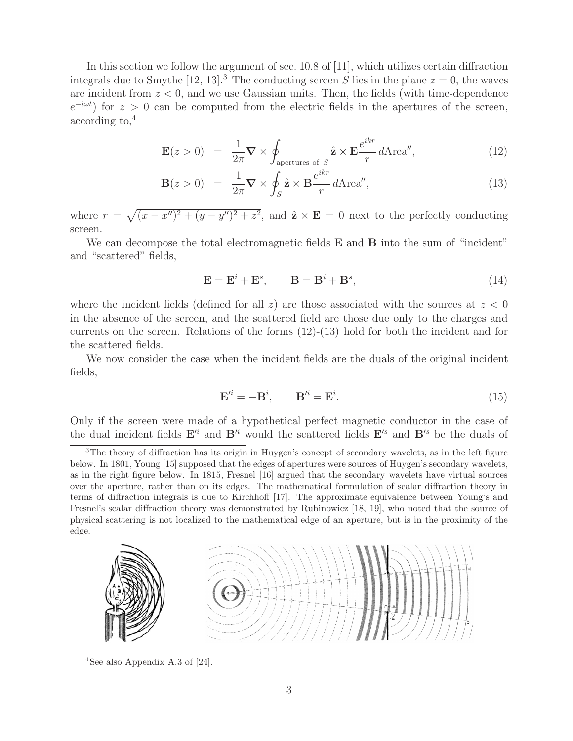In this section we follow the argument of sec. 10.8 of [11], which utilizes certain diffraction integrals due to Smythe [12, 13].[3] The conducting screen $S$ lies in the plane $z = 0$, the waves are incident from $z < 0$, and we use Gaussian units. Then, the fields (with time-dependence $e^{-i\omega t}$) for $z > 0$ can be computed from the electric fields in the apertures of the screen, according to,[4]

$$\mathbf{E}(z > 0) = \frac{1}{2\pi} \boldsymbol{\nabla} \times \oint_{\text{apertures of } S} \hat{\mathbf{z}} \times \mathbf{E} \frac{e^{ikr}}{r} \, d\text{Area}'', \tag{12}$$

$$\mathbf{B}(z > 0) = \frac{1}{2\pi} \boldsymbol{\nabla} \times \oint_{S} \hat{\mathbf{z}} \times \mathbf{B} \frac{e^{ikr}}{r} \, d\text{Area}'', \tag{13}$$

where $r = \sqrt{(x - x'')^2 + (y - y'')^2 + z^2}$, and $\hat{\mathbf{z}} \times \mathbf{E} = 0$ next to the perfectly conducting screen.

We can decompose the total electromagnetic fields $\mathbf{E}$ and $\mathbf{B}$ into the sum of "incident" and "scattered" fields,

$$\mathbf{E} = \mathbf{E}^i + \mathbf{E}^s, \qquad \mathbf{B} = \mathbf{B}^i + \mathbf{B}^s, \tag{14}$$

where the incident fields (defined for all $z$) are those associated with the sources at $z < 0$ in the absence of the screen, and the scattered field are those due only to the charges and currents on the screen. Relations of the forms (12)-(13) hold for both the incident and for the scattered fields.

We now consider the case when the incident fields are the duals of the original incident fields,

$$\mathbf{E}'^i = -\mathbf{B}^i, \qquad \mathbf{B}'^i = \mathbf{E}^i. \tag{15}$$

Only if the screen were made of a hypothetical perfect magnetic conductor in the case of the dual incident fields $\mathbf{E}'^i$ and $\mathbf{B}'^i$ would the scattered fields $\mathbf{E}'^s$ and $\mathbf{B}'^s$ be the duals of

---

[3] The theory of diffraction has its origin in Huygen's concept of secondary wavelets, as in the left figure below. In 1801, Young [15] supposed that the edges of apertures were sources of Huygen's secondary wavelets, as in the right figure below. In 1815, Fresnel [16] argued that the secondary wavelets have virtual sources over the aperture, rather than on its edges. The mathematical formulation of scalar diffraction theory in terms of diffraction integrals is due to Kirchhoff [17]. The approximate equivalence between Young's and Fresnel's scalar diffraction theory was demonstrated by Rubinowicz [18, 19], who noted that the source of physical scattering is not localized to the mathematical edge of an aperture, but is in the proximity of the edge.

[4] See also Appendix A.3 of [24].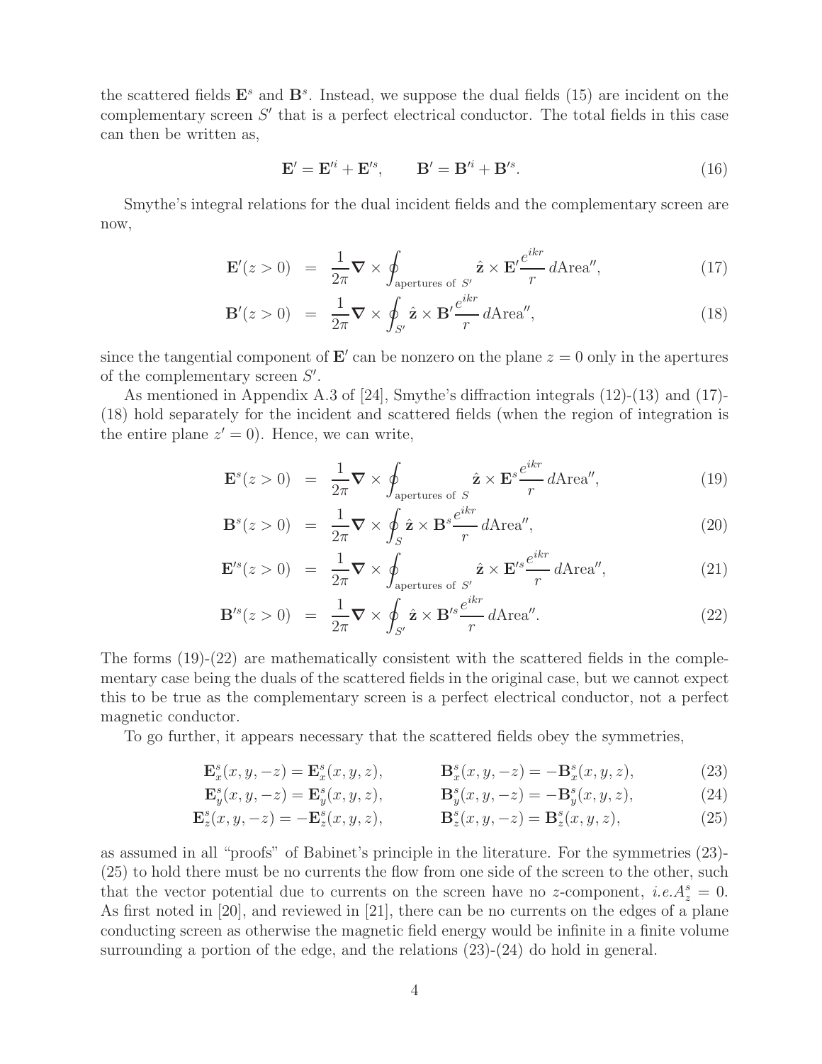the scattered fields $\mathbf{E}^s$ and $\mathbf{B}^s$. Instead, we suppose the dual fields (15) are incident on the complementary screen $S'$ that is a perfect electrical conductor. The total fields in this case can then be written as,

$$\mathbf{E}' = \mathbf{E}'^i + \mathbf{E}'^s, \qquad \mathbf{B}' = \mathbf{B}'^i + \mathbf{B}'^s. \tag{16}$$

Smythe's integral relations for the dual incident fields and the complementary screen are now,

$$\mathbf{E}'(z > 0) = \frac{1}{2\pi} \boldsymbol{\nabla} \times \oint_{\text{apertures of } S'} \hat{\mathbf{z}} \times \mathbf{E}' \frac{e^{ikr}}{r} \, d\text{Area}'', \tag{17}$$

$$\mathbf{B}'(z > 0) = \frac{1}{2\pi} \boldsymbol{\nabla} \times \oint_{S'} \hat{\mathbf{z}} \times \mathbf{B}' \frac{e^{ikr}}{r} \, d\text{Area}'', \tag{18}$$

since the tangential component of $\mathbf{E}'$ can be nonzero on the plane $z = 0$ only in the apertures of the complementary screen $S'$.

As mentioned in Appendix A.3 of [24], Smythe's diffraction integrals (12)-(13) and (17)-(18) hold separately for the incident and scattered fields (when the region of integration is the entire plane $z' = 0$). Hence, we can write,

$$\mathbf{E}^s(z > 0) = \frac{1}{2\pi} \boldsymbol{\nabla} \times \oint_{\text{apertures of } S} \hat{\mathbf{z}} \times \mathbf{E}^s \frac{e^{ikr}}{r} \, d\text{Area}'', \tag{19}$$

$$\mathbf{B}^s(z > 0) = \frac{1}{2\pi} \boldsymbol{\nabla} \times \oint_{S} \hat{\mathbf{z}} \times \mathbf{B}^s \frac{e^{ikr}}{r} \, d\text{Area}'', \tag{20}$$

$$\mathbf{E}'^s(z > 0) = \frac{1}{2\pi} \boldsymbol{\nabla} \times \oint_{\text{apertures of } S'} \hat{\mathbf{z}} \times \mathbf{E}'^s \frac{e^{ikr}}{r} \, d\text{Area}'', \tag{21}$$

$$\mathbf{B}'^s(z > 0) = \frac{1}{2\pi} \boldsymbol{\nabla} \times \oint_{S'} \hat{\mathbf{z}} \times \mathbf{B}'^s \frac{e^{ikr}}{r} \, d\text{Area}''. \tag{22}$$

The forms (19)-(22) are mathematically consistent with the scattered fields in the complementary case being the duals of the scattered fields in the original case, but we cannot expect this to be true as the complementary screen is a perfect electrical conductor, not a perfect magnetic conductor.

To go further, it appears necessary that the scattered fields obey the symmetries,

$$\mathbf{E}_x^s(x, y, -z) = \mathbf{E}_x^s(x, y, z), \qquad \mathbf{B}_x^s(x, y, -z) = -\mathbf{B}_x^s(x, y, z), \tag{23}$$

$$\mathbf{E}_y^s(x, y, -z) = \mathbf{E}_y^s(x, y, z), \qquad \mathbf{B}_y^s(x, y, -z) = -\mathbf{B}_y^s(x, y, z), \tag{24}$$

$$\mathbf{E}_z^s(x, y, -z) = -\mathbf{E}_z^s(x, y, z), \qquad \mathbf{B}_z^s(x, y, -z) = \mathbf{B}_z^s(x, y, z), \tag{25}$$

as assumed in all "proofs" of Babinet's principle in the literature. For the symmetries (23)-(25) to hold there must be no currents the flow from one side of the screen to the other, such that the vector potential due to currents on the screen have no $z$-component, *i.e.* $A_z^s = 0$. As first noted in [20], and reviewed in [21], there can be no currents on the edges of a plane conducting screen as otherwise the magnetic field energy would be infinite in a finite volume surrounding a portion of the edge, and the relations (23)-(24) do hold in general.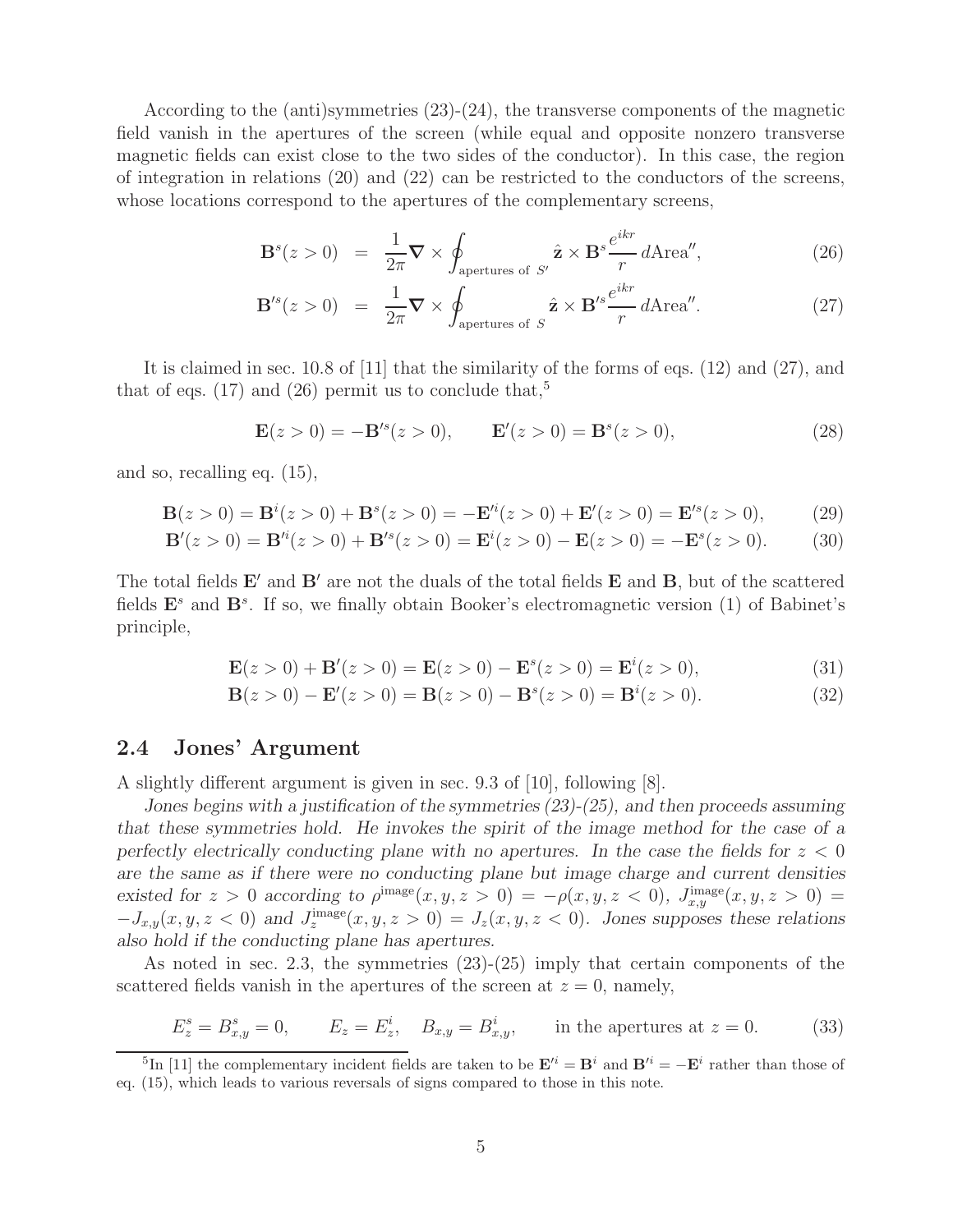According to the (anti)symmetries (23)-(24), the transverse components of the magnetic field vanish in the apertures of the screen (while equal and opposite nonzero transverse magnetic fields can exist close to the two sides of the conductor). In this case, the region of integration in relations (20) and (22) can be restricted to the conductors of the screens, whose locations correspond to the apertures of the complementary screens,

$$\mathbf{B}^s(z>0) \;=\; \frac{1}{2\pi}\boldsymbol{\nabla}\times\oint_{\text{apertures of } S'} \hat{\mathbf{z}}\times\mathbf{B}^s\frac{e^{ikr}}{r}\,d\text{Area}'', \tag{26}$$

$$\mathbf{B}'^s(z>0) \;=\; \frac{1}{2\pi}\boldsymbol{\nabla}\times\oint_{\text{apertures of } S} \hat{\mathbf{z}}\times\mathbf{B}'^s\frac{e^{ikr}}{r}\,d\text{Area}''. \tag{27}$$

It is claimed in sec. 10.8 of [11] that the similarity of the forms of eqs. (12) and (27), and that of eqs. (17) and (26) permit us to conclude that,[5]

$$\mathbf{E}(z>0) = -\mathbf{B}'^s(z>0), \qquad \mathbf{E}'(z>0) = \mathbf{B}^s(z>0), \tag{28}$$

and so, recalling eq. (15),

$$\mathbf{B}(z>0) = \mathbf{B}^i(z>0) + \mathbf{B}^s(z>0) = -\mathbf{E}'^i(z>0) + \mathbf{E}'(z>0) = \mathbf{E}'^s(z>0), \tag{29}$$

$$\mathbf{B}'(z>0) = \mathbf{B}'^i(z>0) + \mathbf{B}'^s(z>0) = \mathbf{E}^i(z>0) - \mathbf{E}(z>0) = -\mathbf{E}^s(z>0). \tag{30}$$

The total fields $\mathbf{E}'$ and $\mathbf{B}'$ are not the duals of the total fields $\mathbf{E}$ and $\mathbf{B}$, but of the scattered fields $\mathbf{E}^s$ and $\mathbf{B}^s$. If so, we finally obtain Booker's electromagnetic version (1) of Babinet's principle,

$$\mathbf{E}(z>0) + \mathbf{B}'(z>0) = \mathbf{E}(z>0) - \mathbf{E}^s(z>0) = \mathbf{E}^i(z>0), \tag{31}$$

$$\mathbf{B}(z>0) - \mathbf{E}'(z>0) = \mathbf{B}(z>0) - \mathbf{B}^s(z>0) = \mathbf{B}^i(z>0). \tag{32}$$

## 2.4 Jones' Argument

A slightly different argument is given in sec. 9.3 of [10], following [8].

*Jones begins with a justification of the symmetries (23)-(25), and then proceeds assuming that these symmetries hold. He invokes the spirit of the image method for the case of a perfectly electrically conducting plane with no apertures. In the case the fields for $z<0$ are the same as if there were no conducting plane but image charge and current densities existed for $z>0$ according to $\rho^{\text{image}}(x,y,z>0) = -\rho(x,y,z<0)$, $J_{x,y}^{\text{image}}(x,y,z>0) = -J_{x,y}(x,y,z<0)$ and $J_z^{\text{image}}(x,y,z>0) = J_z(x,y,z<0)$. Jones supposes these relations also hold if the conducting plane has apertures.*

As noted in sec. 2.3, the symmetries (23)-(25) imply that certain components of the scattered fields vanish in the apertures of the screen at $z=0$, namely,

$$E_z^s = B_{x,y}^s = 0, \qquad E_z = E_z^i, \quad B_{x,y} = B_{x,y}^i, \qquad \text{in the apertures at } z=0. \tag{33}$$

[5] In [11] the complementary incident fields are taken to be $\mathbf{E}'^i = \mathbf{B}^i$ and $\mathbf{B}'^i = -\mathbf{E}^i$ rather than those of eq. (15), which leads to various reversals of signs compared to those in this note.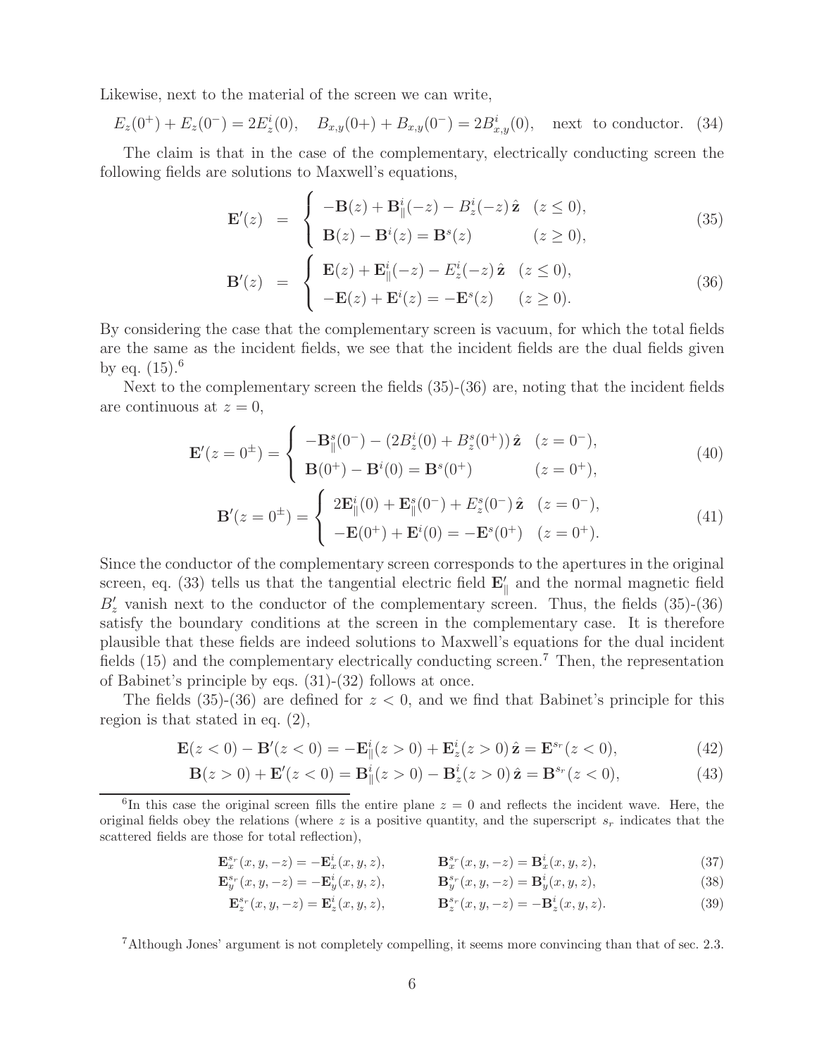Likewise, next to the material of the screen we can write,

$$E_z(0^+) + E_z(0^-) = 2E_z^i(0), \quad B_{x,y}(0+) + B_{x,y}(0^-) = 2B_{x,y}^i(0), \quad \text{next to conductor.} \tag{34}$$

The claim is that in the case of the complementary, electrically conducting screen the following fields are solutions to Maxwell's equations,

$$\mathbf{E}'(z) = \begin{cases} -\mathbf{B}(z) + \mathbf{B}_\parallel^i(-z) - B_z^i(-z)\,\hat{\mathbf{z}} & (z \le 0), \\ \mathbf{B}(z) - \mathbf{B}^i(z) = \mathbf{B}^s(z) & (z \ge 0), \end{cases} \tag{35}$$

$$\mathbf{B}'(z) = \begin{cases} \mathbf{E}(z) + \mathbf{E}_\parallel^i(-z) - E_z^i(-z)\,\hat{\mathbf{z}} & (z \le 0), \\ -\mathbf{E}(z) + \mathbf{E}^i(z) = -\mathbf{E}^s(z) & (z \ge 0). \end{cases} \tag{36}$$

By considering the case that the complementary screen is vacuum, for which the total fields are the same as the incident fields, we see that the incident fields are the dual fields given by eq. (15).[6]

Next to the complementary screen the fields (35)-(36) are, noting that the incident fields are continuous at $z = 0$,

$$\mathbf{E}'(z = 0^\pm) = \begin{cases} -\mathbf{B}_\parallel^s(0^-) - (2B_z^i(0) + B_z^s(0^+))\,\hat{\mathbf{z}} & (z = 0^-), \\ \mathbf{B}(0^+) - \mathbf{B}^i(0) = \mathbf{B}^s(0^+) & (z = 0^+), \end{cases} \tag{40}$$

$$\mathbf{B}'(z = 0^\pm) = \begin{cases} 2\mathbf{E}_\parallel^i(0) + \mathbf{E}_\parallel^s(0^-) + E_z^s(0^-)\,\hat{\mathbf{z}} & (z = 0^-), \\ -\mathbf{E}(0^+) + \mathbf{E}^i(0) = -\mathbf{E}^s(0^+) & (z = 0^+). \end{cases} \tag{41}$$

Since the conductor of the complementary screen corresponds to the apertures in the original screen, eq. (33) tells us that the tangential electric field $\mathbf{E}'_\parallel$ and the normal magnetic field $B'_z$ vanish next to the conductor of the complementary screen. Thus, the fields (35)-(36) satisfy the boundary conditions at the screen in the complementary case. It is therefore plausible that these fields are indeed solutions to Maxwell's equations for the dual incident fields (15) and the complementary electrically conducting screen.[7] Then, the representation of Babinet's principle by eqs. (31)-(32) follows at once.

The fields (35)-(36) are defined for $z < 0$, and we find that Babinet's principle for this region is that stated in eq. (2),

$$\mathbf{E}(z < 0) - \mathbf{B}'(z < 0) = -\mathbf{E}_\parallel^i(z > 0) + \mathbf{E}_z^i(z > 0)\,\hat{\mathbf{z}} = \mathbf{E}^{s_r}(z < 0), \tag{42}$$

$$\mathbf{B}(z > 0) + \mathbf{E}'(z < 0) = \mathbf{B}_\parallel^i(z > 0) - \mathbf{B}_z^i(z > 0)\,\hat{\mathbf{z}} = \mathbf{B}^{s_r}(z < 0), \tag{43}$$

---

[6] In this case the original screen fills the entire plane $z = 0$ and reflects the incident wave. Here, the original fields obey the relations (where $z$ is a positive quantity, and the superscript $s_r$ indicates that the scattered fields are those for total reflection),

$$\mathbf{E}_x^{s_r}(x, y, -z) = -\mathbf{E}_x^i(x, y, z), \qquad \mathbf{B}_x^{s_r}(x, y, -z) = \mathbf{B}_x^i(x, y, z), \tag{37}$$

$$\mathbf{E}_y^{s_r}(x, y, -z) = -\mathbf{E}_y^i(x, y, z), \qquad \mathbf{B}_y^{s_r}(x, y, -z) = \mathbf{B}_y^i(x, y, z), \tag{38}$$

$$\mathbf{E}_z^{s_r}(x, y, -z) = \mathbf{E}_z^i(x, y, z), \qquad \mathbf{B}_z^{s_r}(x, y, -z) = -\mathbf{B}_z^i(x, y, z). \tag{39}$$

[7] Although Jones' argument is not completely compelling, it seems more convincing than that of sec. 2.3.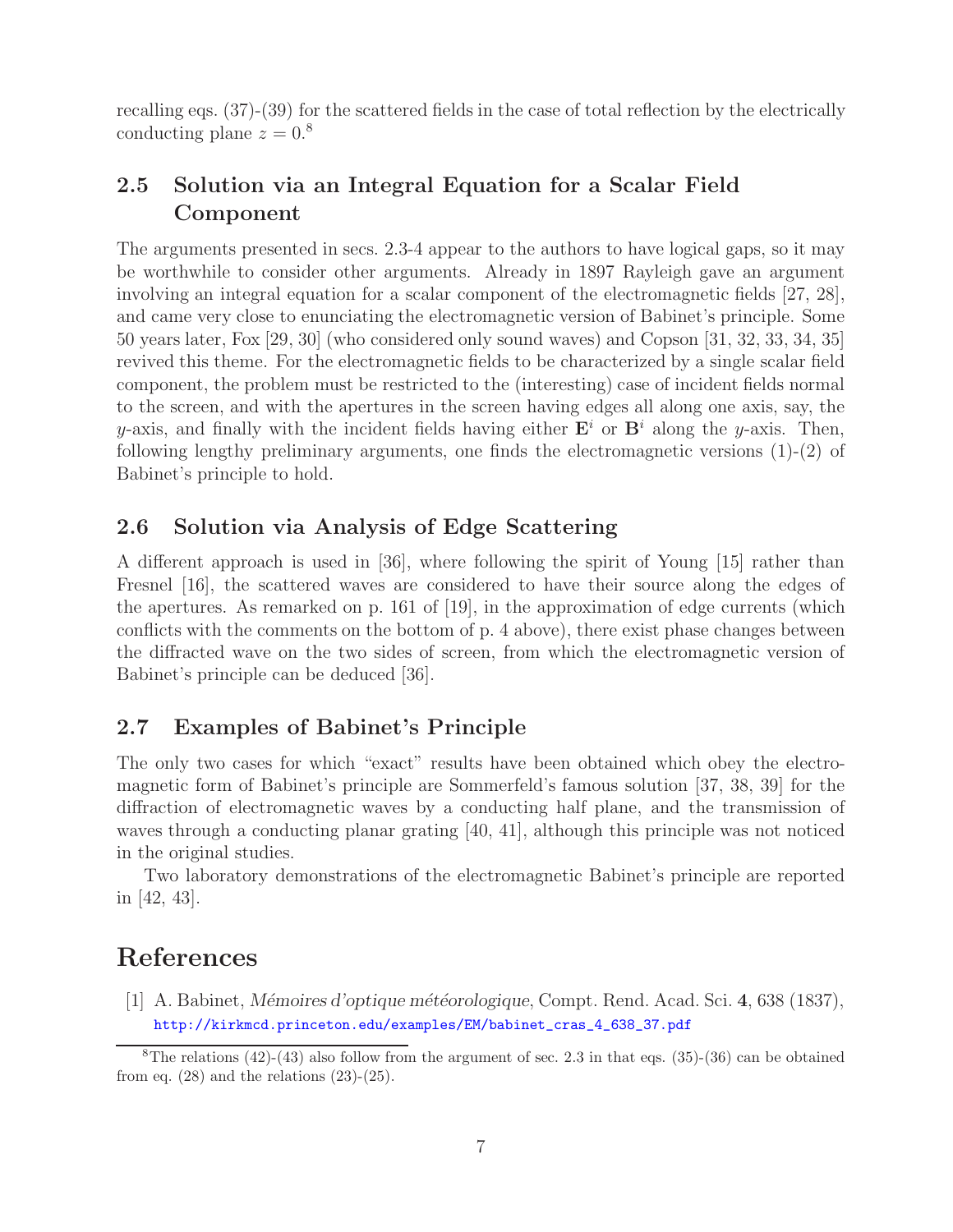recalling eqs. (37)-(39) for the scattered fields in the case of total reflection by the electrically conducting plane $z = 0$.[8]

## 2.5 Solution via an Integral Equation for a Scalar Field Component

The arguments presented in secs. 2.3-4 appear to the authors to have logical gaps, so it may be worthwhile to consider other arguments. Already in 1897 Rayleigh gave an argument involving an integral equation for a scalar component of the electromagnetic fields [27, 28], and came very close to enunciating the electromagnetic version of Babinet's principle. Some 50 years later, Fox [29, 30] (who considered only sound waves) and Copson [31, 32, 33, 34, 35] revived this theme. For the electromagnetic fields to be characterized by a single scalar field component, the problem must be restricted to the (interesting) case of incident fields normal to the screen, and with the apertures in the screen having edges all along one axis, say, the $y$-axis, and finally with the incident fields having either $\mathbf{E}^i$ or $\mathbf{B}^i$ along the $y$-axis. Then, following lengthy preliminary arguments, one finds the electromagnetic versions (1)-(2) of Babinet's principle to hold.

## 2.6 Solution via Analysis of Edge Scattering

A different approach is used in [36], where following the spirit of Young [15] rather than Fresnel [16], the scattered waves are considered to have their source along the edges of the apertures. As remarked on p. 161 of [19], in the approximation of edge currents (which conflicts with the comments on the bottom of p. 4 above), there exist phase changes between the diffracted wave on the two sides of screen, from which the electromagnetic version of Babinet's principle can be deduced [36].

## 2.7 Examples of Babinet's Principle

The only two cases for which "exact" results have been obtained which obey the electromagnetic form of Babinet's principle are Sommerfeld's famous solution [37, 38, 39] for the diffraction of electromagnetic waves by a conducting half plane, and the transmission of waves through a conducting planar grating [40, 41], although this principle was not noticed in the original studies.

Two laboratory demonstrations of the electromagnetic Babinet's principle are reported in [42, 43].

# References

[1] A. Babinet, *Mémoires d'optique météorologique*, Compt. Rend. Acad. Sci. **4**, 638 (1837), http://kirkmcd.princeton.edu/examples/EM/babinet_cras_4_638_37.pdf

---

[8] The relations (42)-(43) also follow from the argument of sec. 2.3 in that eqs. (35)-(36) can be obtained from eq. (28) and the relations (23)-(25).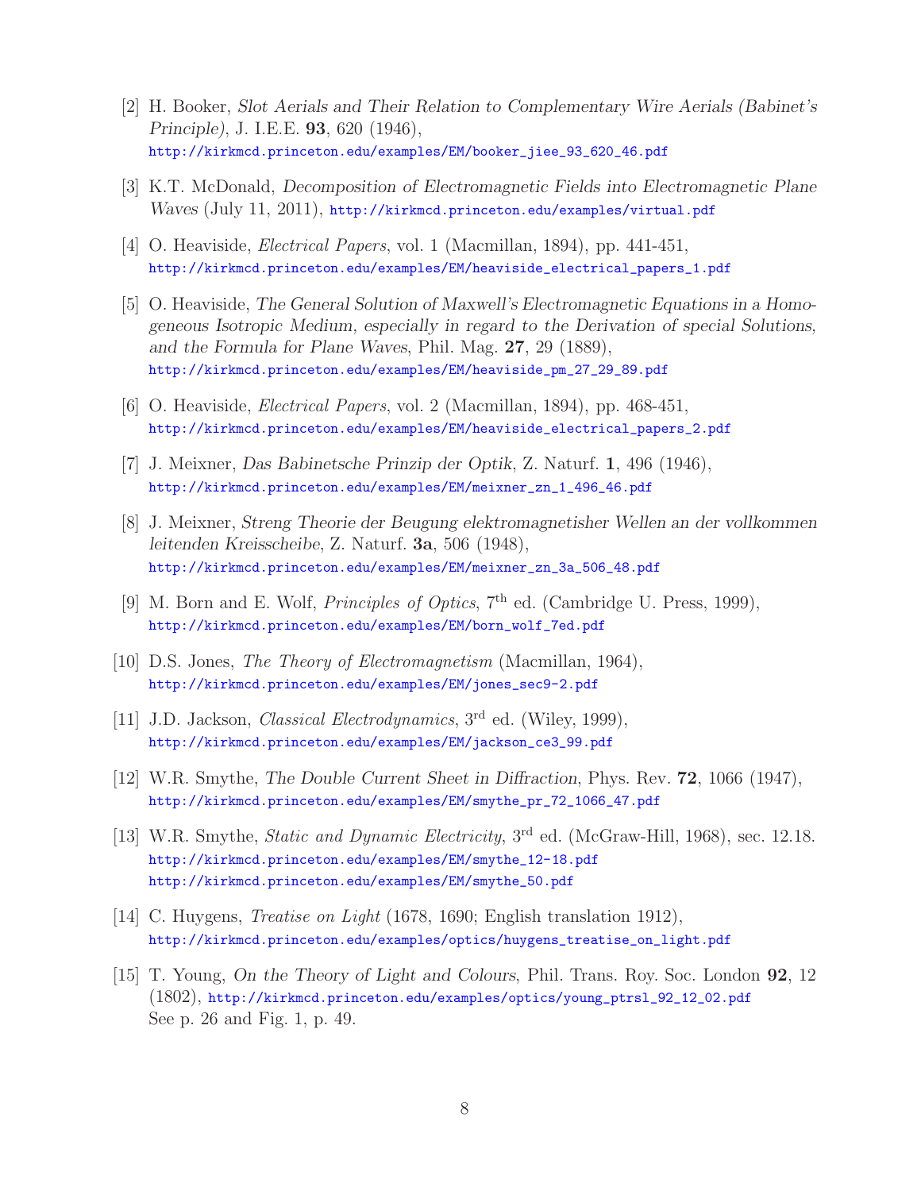[2] H. Booker, *Slot Aerials and Their Relation to Complementary Wire Aerials (Babinet's Principle)*, J. I.E.E. **93**, 620 (1946), http://kirkmcd.princeton.edu/examples/EM/booker_jiee_93_620_46.pdf

[3] K.T. McDonald, *Decomposition of Electromagnetic Fields into Electromagnetic Plane Waves* (July 11, 2011), http://kirkmcd.princeton.edu/examples/virtual.pdf

[4] O. Heaviside, *Electrical Papers*, vol. 1 (Macmillan, 1894), pp. 441-451, http://kirkmcd.princeton.edu/examples/EM/heaviside_electrical_papers_1.pdf

[5] O. Heaviside, *The General Solution of Maxwell's Electromagnetic Equations in a Homogeneous Isotropic Medium, especially in regard to the Derivation of special Solutions, and the Formula for Plane Waves*, Phil. Mag. **27**, 29 (1889), http://kirkmcd.princeton.edu/examples/EM/heaviside_pm_27_29_89.pdf

[6] O. Heaviside, *Electrical Papers*, vol. 2 (Macmillan, 1894), pp. 468-451, http://kirkmcd.princeton.edu/examples/EM/heaviside_electrical_papers_2.pdf

[7] J. Meixner, *Das Babinetsche Prinzip der Optik*, Z. Naturf. **1**, 496 (1946), http://kirkmcd.princeton.edu/examples/EM/meixner_zn_1_496_46.pdf

[8] J. Meixner, *Streng Theorie der Beugung elektromagnetisher Wellen an der vollkommen leitenden Kreisscheibe*, Z. Naturf. **3a**, 506 (1948), http://kirkmcd.princeton.edu/examples/EM/meixner_zn_3a_506_48.pdf

[9] M. Born and E. Wolf, *Principles of Optics*, 7th ed. (Cambridge U. Press, 1999), http://kirkmcd.princeton.edu/examples/EM/born_wolf_7ed.pdf

[10] D.S. Jones, *The Theory of Electromagnetism* (Macmillan, 1964), http://kirkmcd.princeton.edu/examples/EM/jones_sec9-2.pdf

[11] J.D. Jackson, *Classical Electrodynamics*, 3rd ed. (Wiley, 1999), http://kirkmcd.princeton.edu/examples/EM/jackson_ce3_99.pdf

[12] W.R. Smythe, *The Double Current Sheet in Diffraction*, Phys. Rev. **72**, 1066 (1947), http://kirkmcd.princeton.edu/examples/EM/smythe_pr_72_1066_47.pdf

[13] W.R. Smythe, *Static and Dynamic Electricity*, 3rd ed. (McGraw-Hill, 1968), sec. 12.18. http://kirkmcd.princeton.edu/examples/EM/smythe_12-18.pdf http://kirkmcd.princeton.edu/examples/EM/smythe_50.pdf

[14] C. Huygens, *Treatise on Light* (1678, 1690; English translation 1912), http://kirkmcd.princeton.edu/examples/optics/huygens_treatise_on_light.pdf

[15] T. Young, *On the Theory of Light and Colours*, Phil. Trans. Roy. Soc. London **92**, 12 (1802), http://kirkmcd.princeton.edu/examples/optics/young_ptrsl_92_12_02.pdf See p. 26 and Fig. 1, p. 49.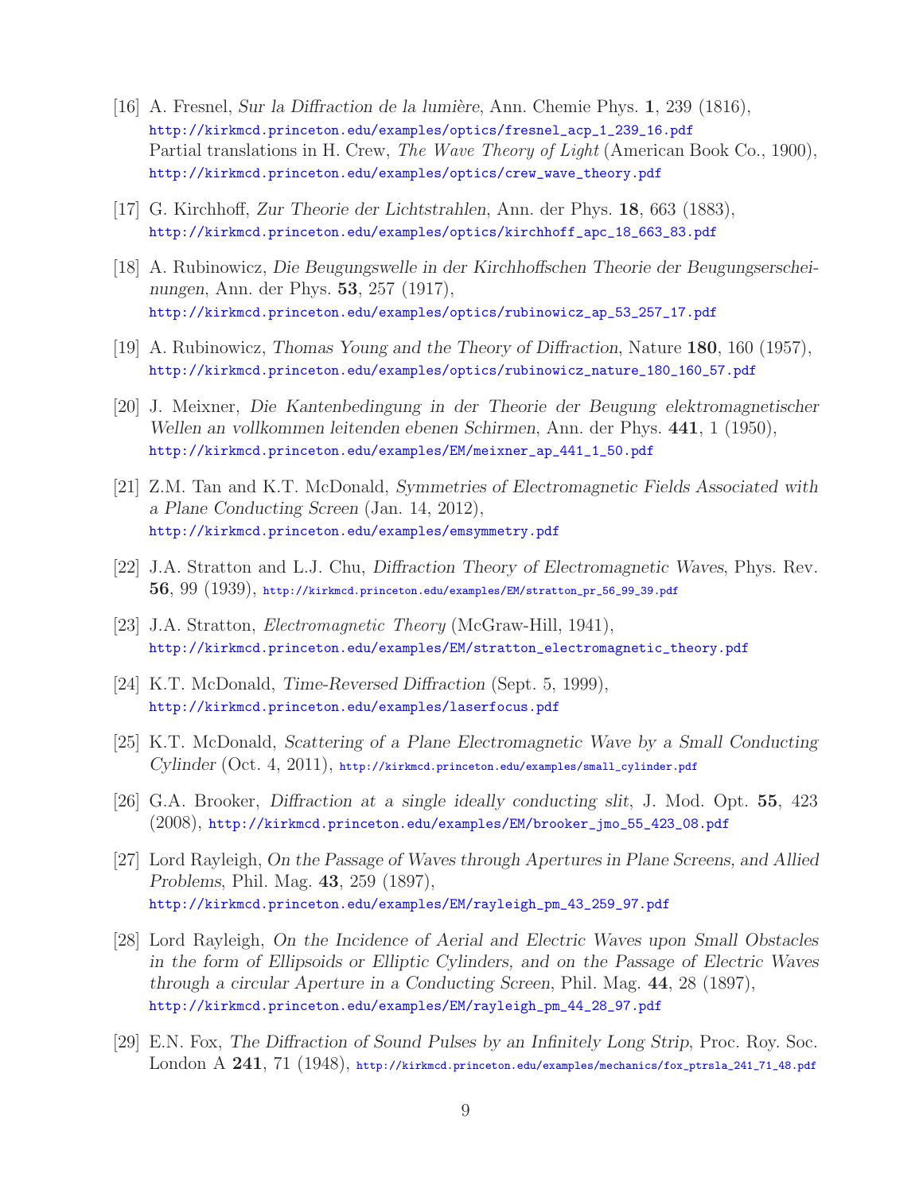[16] A. Fresnel, *Sur la Diffraction de la lumière*, Ann. Chemie Phys. **1**, 239 (1816),
http://kirkmcd.princeton.edu/examples/optics/fresnel_acp_1_239_16.pdf
Partial translations in H. Crew, *The Wave Theory of Light* (American Book Co., 1900),
http://kirkmcd.princeton.edu/examples/optics/crew_wave_theory.pdf

[17] G. Kirchhoff, *Zur Theorie der Lichtstrahlen*, Ann. der Phys. **18**, 663 (1883),
http://kirkmcd.princeton.edu/examples/optics/kirchhoff_apc_18_663_83.pdf

[18] A. Rubinowicz, *Die Beugungswelle in der Kirchhoffschen Theorie der Beugungserscheinungen*, Ann. der Phys. **53**, 257 (1917),
http://kirkmcd.princeton.edu/examples/optics/rubinowicz_ap_53_257_17.pdf

[19] A. Rubinowicz, *Thomas Young and the Theory of Diffraction*, Nature **180**, 160 (1957),
http://kirkmcd.princeton.edu/examples/optics/rubinowicz_nature_180_160_57.pdf

[20] J. Meixner, *Die Kantenbedingung in der Theorie der Beugung elektromagnetischer Wellen an vollkommen leitenden ebenen Schirmen*, Ann. der Phys. **441**, 1 (1950),
http://kirkmcd.princeton.edu/examples/EM/meixner_ap_441_1_50.pdf

[21] Z.M. Tan and K.T. McDonald, *Symmetries of Electromagnetic Fields Associated with a Plane Conducting Screen* (Jan. 14, 2012),
http://kirkmcd.princeton.edu/examples/emsymmetry.pdf

[22] J.A. Stratton and L.J. Chu, *Diffraction Theory of Electromagnetic Waves*, Phys. Rev. **56**, 99 (1939), http://kirkmcd.princeton.edu/examples/EM/stratton_pr_56_99_39.pdf

[23] J.A. Stratton, *Electromagnetic Theory* (McGraw-Hill, 1941),
http://kirkmcd.princeton.edu/examples/EM/stratton_electromagnetic_theory.pdf

[24] K.T. McDonald, *Time-Reversed Diffraction* (Sept. 5, 1999),
http://kirkmcd.princeton.edu/examples/laserfocus.pdf

[25] K.T. McDonald, *Scattering of a Plane Electromagnetic Wave by a Small Conducting Cylinder* (Oct. 4, 2011), http://kirkmcd.princeton.edu/examples/small_cylinder.pdf

[26] G.A. Brooker, *Diffraction at a single ideally conducting slit*, J. Mod. Opt. **55**, 423 (2008), http://kirkmcd.princeton.edu/examples/EM/brooker_jmo_55_423_08.pdf

[27] Lord Rayleigh, *On the Passage of Waves through Apertures in Plane Screens, and Allied Problems*, Phil. Mag. **43**, 259 (1897),
http://kirkmcd.princeton.edu/examples/EM/rayleigh_pm_43_259_97.pdf

[28] Lord Rayleigh, *On the Incidence of Aerial and Electric Waves upon Small Obstacles in the form of Ellipsoids or Elliptic Cylinders, and on the Passage of Electric Waves through a circular Aperture in a Conducting Screen*, Phil. Mag. **44**, 28 (1897),
http://kirkmcd.princeton.edu/examples/EM/rayleigh_pm_44_28_97.pdf

[29] E.N. Fox, *The Diffraction of Sound Pulses by an Infinitely Long Strip*, Proc. Roy. Soc. London A **241**, 71 (1948), http://kirkmcd.princeton.edu/examples/mechanics/fox_ptrsla_241_71_48.pdf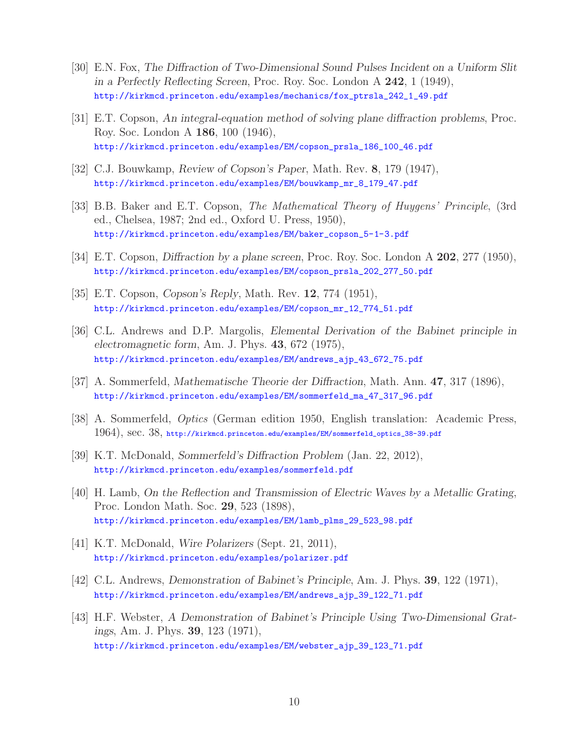[30] E.N. Fox, *The Diffraction of Two-Dimensional Sound Pulses Incident on a Uniform Slit in a Perfectly Reflecting Screen*, Proc. Roy. Soc. London A **242**, 1 (1949),
http://kirkmcd.princeton.edu/examples/mechanics/fox_ptrsla_242_1_49.pdf

[31] E.T. Copson, *An integral-equation method of solving plane diffraction problems*, Proc. Roy. Soc. London A **186**, 100 (1946),
http://kirkmcd.princeton.edu/examples/EM/copson_prsla_186_100_46.pdf

[32] C.J. Bouwkamp, *Review of Copson's Paper*, Math. Rev. **8**, 179 (1947),
http://kirkmcd.princeton.edu/examples/EM/bouwkamp_mr_8_179_47.pdf

[33] B.B. Baker and E.T. Copson, *The Mathematical Theory of Huygens' Principle*, (3rd ed., Chelsea, 1987; 2nd ed., Oxford U. Press, 1950),
http://kirkmcd.princeton.edu/examples/EM/baker_copson_5-1-3.pdf

[34] E.T. Copson, *Diffraction by a plane screen*, Proc. Roy. Soc. London A **202**, 277 (1950),
http://kirkmcd.princeton.edu/examples/EM/copson_prsla_202_277_50.pdf

[35] E.T. Copson, *Copson's Reply*, Math. Rev. **12**, 774 (1951),
http://kirkmcd.princeton.edu/examples/EM/copson_mr_12_774_51.pdf

[36] C.L. Andrews and D.P. Margolis, *Elemental Derivation of the Babinet principle in electromagnetic form*, Am. J. Phys. **43**, 672 (1975),
http://kirkmcd.princeton.edu/examples/EM/andrews_ajp_43_672_75.pdf

[37] A. Sommerfeld, *Mathematische Theorie der Diffraction*, Math. Ann. **47**, 317 (1896),
http://kirkmcd.princeton.edu/examples/EM/sommerfeld_ma_47_317_96.pdf

[38] A. Sommerfeld, *Optics* (German edition 1950, English translation: Academic Press, 1964), sec. 38, http://kirkmcd.princeton.edu/examples/EM/sommerfeld_optics_38-39.pdf

[39] K.T. McDonald, *Sommerfeld's Diffraction Problem* (Jan. 22, 2012),
http://kirkmcd.princeton.edu/examples/sommerfeld.pdf

[40] H. Lamb, *On the Reflection and Transmission of Electric Waves by a Metallic Grating*, Proc. London Math. Soc. **29**, 523 (1898),
http://kirkmcd.princeton.edu/examples/EM/lamb_plms_29_523_98.pdf

[41] K.T. McDonald, *Wire Polarizers* (Sept. 21, 2011),
http://kirkmcd.princeton.edu/examples/polarizer.pdf

[42] C.L. Andrews, *Demonstration of Babinet's Principle*, Am. J. Phys. **39**, 122 (1971),
http://kirkmcd.princeton.edu/examples/EM/andrews_ajp_39_122_71.pdf

[43] H.F. Webster, *A Demonstration of Babinet's Principle Using Two-Dimensional Gratings*, Am. J. Phys. **39**, 123 (1971),
http://kirkmcd.princeton.edu/examples/EM/webster_ajp_39_123_71.pdf